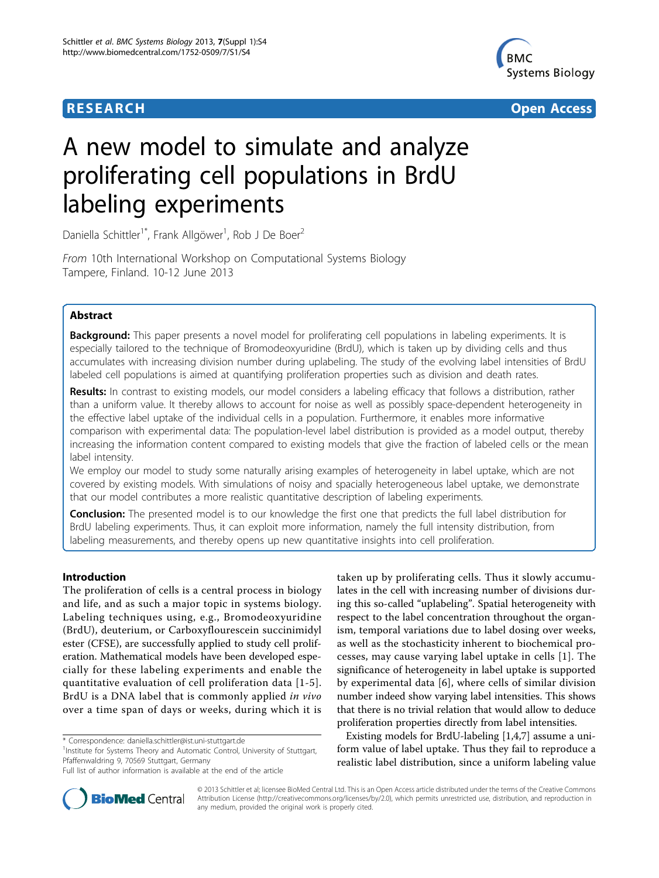**RESEARCH** **Open Access**

# A new model to simulate and analyze proliferating cell populations in BrdU labeling experiments

Daniella Schittler[1*], Frank Allgöwer[1], Rob J De Boer[2]

*From* 10th International Workshop on Computational Systems Biology
Tampere, Finland. 10-12 June 2013

## Abstract

**Background:** This paper presents a novel model for proliferating cell populations in labeling experiments. It is especially tailored to the technique of Bromodeoxyuridine (BrdU), which is taken up by dividing cells and thus accumulates with increasing division number during uplabeling. The study of the evolving label intensities of BrdU labeled cell populations is aimed at quantifying proliferation properties such as division and death rates.

**Results:** In contrast to existing models, our model considers a labeling efficacy that follows a distribution, rather than a uniform value. It thereby allows to account for noise as well as possibly space-dependent heterogeneity in the effective label uptake of the individual cells in a population. Furthermore, it enables more informative comparison with experimental data: The population-level label distribution is provided as a model output, thereby increasing the information content compared to existing models that give the fraction of labeled cells or the mean label intensity.

We employ our model to study some naturally arising examples of heterogeneity in label uptake, which are not covered by existing models. With simulations of noisy and spatially heterogeneous label uptake, we demonstrate that our model contributes a more realistic quantitative description of labeling experiments.

**Conclusion:** The presented model is to our knowledge the first one that predicts the full label distribution for BrdU labeling experiments. Thus, it can exploit more information, namely the full intensity distribution, from labeling measurements, and thereby opens up new quantitative insights into cell proliferation.

## Introduction

The proliferation of cells is a central process in biology and life, and as such a major topic in systems biology. Labeling techniques using, e.g., Bromodeoxyuridine (BrdU), deuterium, or Carboxyflourescein succinimidyl ester (CFSE), are successfully applied to study cell proliferation. Mathematical models have been developed especially for these labeling experiments and enable the quantitative evaluation of cell proliferation data [1-5]. BrdU is a DNA label that is commonly applied *in vivo* over a time span of days or weeks, during which it is taken up by proliferating cells. Thus it slowly accumulates in the cell with increasing number of divisions during this so-called "uplabeling". Spatial heterogeneity with respect to the label concentration throughout the organism, temporal variations due to label dosing over weeks, as well as the stochasticity inherent to biochemical processes, may cause varying label uptake in cells [1]. The significance of heterogeneity in label uptake is supported by experimental data [6], where cells of similar division number indeed show varying label intensities. This shows that there is no trivial relation that would allow to deduce proliferation properties directly from label intensities.

Existing models for BrdU-labeling [1,4,7] assume a uniform value of label uptake. Thus they fail to reproduce a realistic label distribution, since a uniform labeling value

\* Correspondence: daniella.schittler@ist.uni-stuttgart.de
[1]Institute for Systems Theory and Automatic Control, University of Stuttgart, Pfaffenwaldring 9, 70569 Stuttgart, Germany
Full list of author information is available at the end of the article

© 2013 Schittler et al; licensee BioMed Central Ltd. This is an Open Access article distributed under the terms of the Creative Commons Attribution License (http://creativecommons.org/licenses/by/2.0), which permits unrestricted use, distribution, and reproduction in any medium, provided the original work is properly cited.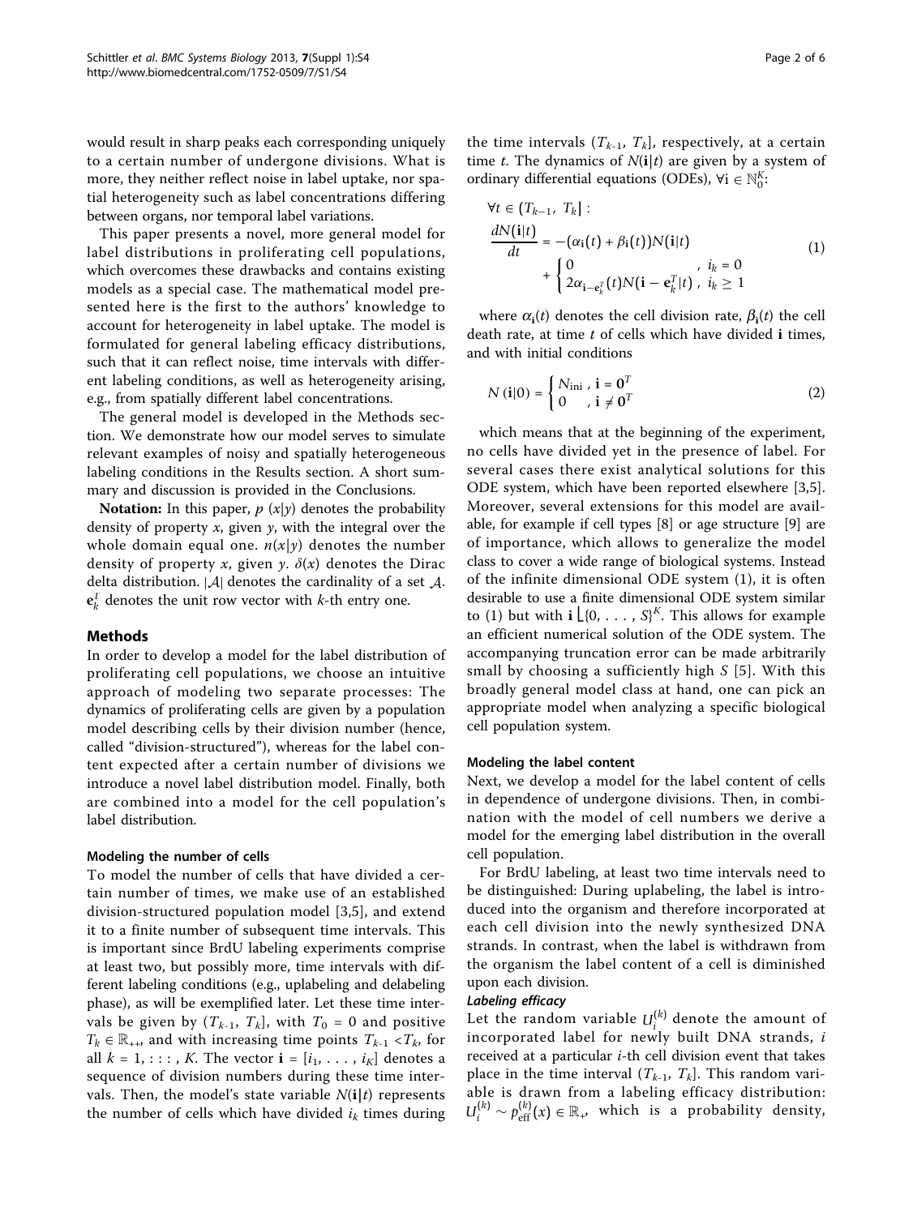would result in sharp peaks each corresponding uniquely to a certain number of undergone divisions. What is more, they neither reflect noise in label uptake, nor spatial heterogeneity such as label concentrations differing between organs, nor temporal label variations.

This paper presents a novel, more general model for label distributions in proliferating cell populations, which overcomes these drawbacks and contains existing models as a special case. The mathematical model presented here is the first to the authors' knowledge to account for heterogeneity in label uptake. The model is formulated for general labeling efficacy distributions, such that it can reflect noise, time intervals with different labeling conditions, as well as heterogeneity arising, e.g., from spatially different label concentrations.

The general model is developed in the Methods section. We demonstrate how our model serves to simulate relevant examples of noisy and spatially heterogeneous labeling conditions in the Results section. A short summary and discussion is provided in the Conclusions.

**Notation:** In this paper, $p(x|y)$ denotes the probability density of property $x$, given $y$, with the integral over the whole domain equal one. $n(x|y)$ denotes the number density of property $x$, given $y$. $\delta(x)$ denotes the Dirac delta distribution. $|\mathcal{A}|$ denotes the cardinality of a set $\mathcal{A}$. $\mathbf{e}_k^I$ denotes the unit row vector with $k$-th entry one.

## Methods

In order to develop a model for the label distribution of proliferating cell populations, we choose an intuitive approach of modeling two separate processes: The dynamics of proliferating cells are given by a population model describing cells by their division number (hence, called "division-structured"), whereas for the label content expected after a certain number of divisions we introduce a novel label distribution model. Finally, both are combined into a model for the cell population's label distribution.

### Modeling the number of cells

To model the number of cells that have divided a certain number of times, we make use of an established division-structured population model [3,5], and extend it to a finite number of subsequent time intervals. This is important since BrdU labeling experiments comprise at least two, but possibly more, time intervals with different labeling conditions (e.g., uplabeling and delabeling phase), as will be exemplified later. Let these time intervals be given by $(T_{k-1}, T_k]$, with $T_0 = 0$ and positive $T_k \in \mathbb{R}_{++}$, and with increasing time points $T_{k-1} < T_k$, for all $k = 1, \ldots, K$. The vector $\mathbf{i} = [i_1, \ldots, i_K]$ denotes a sequence of division numbers during these time intervals. Then, the model's state variable $N(\mathbf{i}|t)$ represents the number of cells which have divided $i_k$ times during the time intervals $(T_{k-1}, T_k]$, respectively, at a certain time $t$. The dynamics of $N(\mathbf{i}|t)$ are given by a system of ordinary differential equations (ODEs), $\forall \mathbf{i} \in \mathbb{N}_0^K$:

$$
\begin{aligned}
&\forall t \in (T_{k-1}, T_k]: \\
&\frac{dN(\mathbf{i}|t)}{dt} = -(\alpha_{\mathbf{i}}(t) + \beta_{\mathbf{i}}(t))N(\mathbf{i}|t) \\
&\qquad + \begin{cases} 0 & , \ i_k = 0 \\ 2\alpha_{\mathbf{i}-\mathbf{e}_k^T}(t)N(\mathbf{i}-\mathbf{e}_k^T|t) & , \ i_k \geq 1 \end{cases}
\end{aligned} \tag{1}
$$

where $\alpha_{\mathbf{i}}(t)$ denotes the cell division rate, $\beta_{\mathbf{i}}(t)$ the cell death rate, at time $t$ of cells which have divided $\mathbf{i}$ times, and with initial conditions

$$
N(\mathbf{i}|0) = \begin{cases} N_{\text{ini}} & , \ \mathbf{i} = \mathbf{0}^T \\ 0 & , \ \mathbf{i} \neq \mathbf{0}^T \end{cases} \tag{2}
$$

which means that at the beginning of the experiment, no cells have divided yet in the presence of label. For several cases there exist analytical solutions for this ODE system, which have been reported elsewhere [3,5]. Moreover, several extensions for this model are available, for example if cell types [8] or age structure [9] are of importance, which allows to generalize the model class to cover a wide range of biological systems. Instead of the infinite dimensional ODE system (1), it is often desirable to use a finite dimensional ODE system similar to (1) but with $\mathbf{i} \in \{0, \ldots, S\}^K$. This allows for example an efficient numerical solution of the ODE system. The accompanying truncation error can be made arbitrarily small by choosing a sufficiently high $S$ [5]. With this broadly general model class at hand, one can pick an appropriate model when analyzing a specific biological cell population system.

### Modeling the label content

Next, we develop a model for the label content of cells in dependence of undergone divisions. Then, in combination with the model of cell numbers we derive a model for the emerging label distribution in the overall cell population.

For BrdU labeling, at least two time intervals need to be distinguished: During uplabeling, the label is introduced into the organism and therefore incorporated at each cell division into the newly synthesized DNA strands. In contrast, when the label is withdrawn from the organism the label content of a cell is diminished upon each division.

#### *Labeling efficacy*

Let the random variable $U_i^{(k)}$ denote the amount of incorporated label for newly built DNA strands, $i$ received at a particular $i$-th cell division event that takes place in the time interval $(T_{k-1}, T_k]$. This random variable is drawn from a labeling efficacy distribution: $U_i^{(k)} \sim p_{\text{eff}}^{(k)}(x) \in \mathbb{R}_+$, which is a probability density,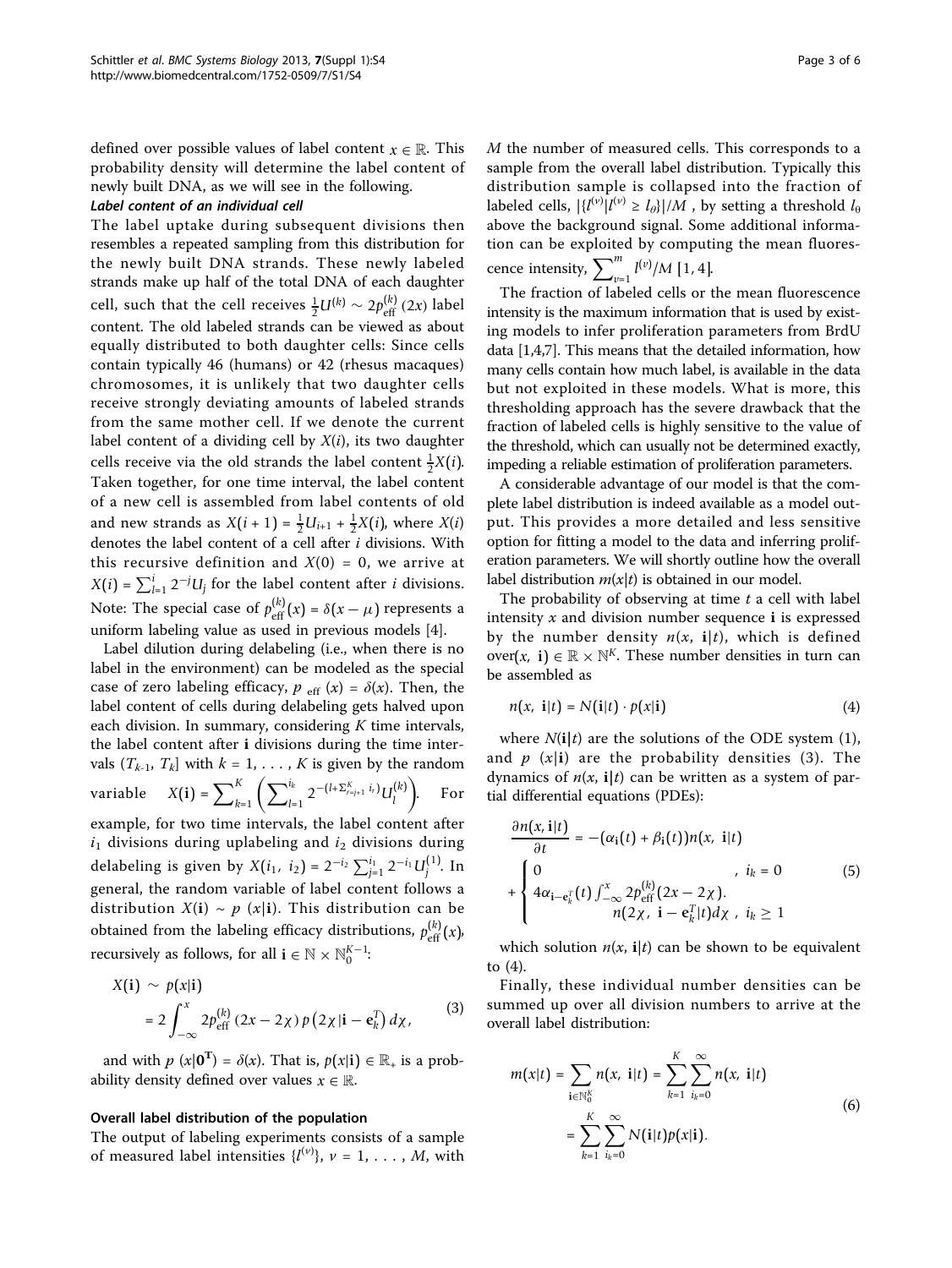defined over possible values of label content $x \in \mathbb{R}$. This probability density will determine the label content of newly built DNA, as we will see in the following.

#### *Label content of an individual cell*

The label uptake during subsequent divisions then resembles a repeated sampling from this distribution for the newly built DNA strands. These newly labeled strands make up half of the total DNA of each daughter cell, such that the cell receives $\frac{1}{2}U^{(k)} \sim 2p_{\text{eff}}^{(k)}(2x)$ label content. The old labeled strands can be viewed as about equally distributed to both daughter cells: Since cells contain typically 46 (humans) or 42 (rhesus macaques) chromosomes, it is unlikely that two daughter cells receive strongly deviating amounts of labeled strands from the same mother cell. If we denote the current label content of a dividing cell by $X(i)$, its two daughter cells receive via the old strands the label content $\frac{1}{2}X(i)$. Taken together, for one time interval, the label content of a new cell is assembled from label contents of old and new strands as $X(i+1) = \frac{1}{2}U_{i+1} + \frac{1}{2}X(i)$, where $X(i)$ denotes the label content of a cell after $i$ divisions. With this recursive definition and $X(0) = 0$, we arrive at $X(i) = \sum_{l=1}^{i} 2^{-j}U_j$ for the label content after $i$ divisions. Note: The special case of $p_{\text{eff}}^{(k)}(x) = \delta(x - \mu)$ represents a uniform labeling value as used in previous models [4].

Label dilution during delabeling (i.e., when there is no label in the environment) can be modeled as the special case of zero labeling efficacy, $p_{\text{ eff}}(x) = \delta(x)$. Then, the label content of cells during delabeling gets halved upon each division. In summary, considering $K$ time intervals, the label content after $\mathbf{i}$ divisions during the time intervals $(T_{k-1}, T_k]$ with $k = 1, \ldots, K$ is given by the random variable $X(\mathbf{i}) = \sum_{k=1}^{K}\left(\sum_{l=1}^{i_k} 2^{-(l+\Sigma_{r=j+1}^{K} i_r)}U_l^{(k)}\right)$. For example, for two time intervals, the label content after $i_1$ divisions during uplabeling and $i_2$ divisions during delabeling is given by $X(i_1, i_2) = 2^{-i_2}\sum_{j=1}^{i_1} 2^{-i_1}U_j^{(1)}$. In general, the random variable of label content follows a distribution $X(\mathbf{i}) \sim p(x|\mathbf{i})$. This distribution can be obtained from the labeling efficacy distributions, $p_{\text{eff}}^{(k)}(x)$, recursively as follows, for all $\mathbf{i} \in \mathbb{N} \times \mathbb{N}_0^{K-1}$:

$$
\begin{aligned}
X(\mathbf{i}) &\sim p(x|\mathbf{i}) \\
&= 2\int_{-\infty}^{x} 2p_{\text{eff}}^{(k)}(2x - 2\chi)\, p\left(2\chi\,|\,\mathbf{i} - \mathbf{e}_k^T\right) d\chi,
\end{aligned}
\tag{3}
$$

and with $p(x|\mathbf{0}^{\mathbf{T}}) = \delta(x)$. That is, $p(x|\mathbf{i}) \in \mathbb{R}_+$ is a probability density defined over values $x \in \mathbb{R}$.

### Overall label distribution of the population

The output of labeling experiments consists of a sample of measured label intensities $\{l^{(\nu)}\}$, $\nu = 1, \ldots, M$, with $M$ the number of measured cells. This corresponds to a sample from the overall label distribution. Typically this distribution sample is collapsed into the fraction of labeled cells, $|\{l^{(\nu)}|l^{(\nu)} \geq l_\theta\}|/M$, by setting a threshold $l_0$ above the background signal. Some additional information can be exploited by computing the mean fluorescence intensity, $\sum_{\nu=1}^{m} l^{(\nu)}/M$ [1, 4].

The fraction of labeled cells or the mean fluorescence intensity is the maximum information that is used by existing models to infer proliferation parameters from BrdU data [1,4,7]. This means that the detailed information, how many cells contain how much label, is available in the data but not exploited in these models. What is more, this thresholding approach has the severe drawback that the fraction of labeled cells is highly sensitive to the value of the threshold, which can usually not be determined exactly, impeding a reliable estimation of proliferation parameters.

A considerable advantage of our model is that the complete label distribution is indeed available as a model output. This provides a more detailed and less sensitive option for fitting a model to the data and inferring proliferation parameters. We will shortly outline how the overall label distribution $m(x|t)$ is obtained in our model.

The probability of observing at time $t$ a cell with label intensity $x$ and division number sequence $\mathbf{i}$ is expressed by the number density $n(x, \mathbf{i}|t)$, which is defined over$(x, \mathbf{i}) \in \mathbb{R} \times \mathbb{N}^K$. These number densities in turn can be assembled as

$$
n(x, \mathbf{i}|t) = N(\mathbf{i}|t) \cdot p(x|\mathbf{i})
\tag{4}
$$

where $N(\mathbf{i}|t)$ are the solutions of the ODE system (1), and $p(x|\mathbf{i})$ are the probability densities (3). The dynamics of $n(x, \mathbf{i}|t)$ can be written as a system of partial differential equations (PDEs):

$$
\begin{aligned}
\frac{\partial n(x, \mathbf{i}|t)}{\partial t} &= -(\alpha_{\mathbf{i}}(t) + \beta_{\mathbf{i}}(t))n(x, \mathbf{i}|t) \\
&+ \begin{cases} 0 & ,\ i_k = 0 \\ 4\alpha_{\mathbf{i}-\mathbf{e}_k^T}(t)\int_{-\infty}^{x} 2p_{\text{eff}}^{(k)}(2x - 2\chi)\cdot \\ \qquad n(2\chi, \mathbf{i} - \mathbf{e}_k^T|t)d\chi & ,\ i_k \geq 1 \end{cases}
\end{aligned}
\tag{5}
$$

which solution $n(x, \mathbf{i}|t)$ can be shown to be equivalent to (4).

Finally, these individual number densities can be summed up over all division numbers to arrive at the overall label distribution:

$$
\begin{aligned}
m(x|t) &= \sum_{\mathbf{i} \in \mathbb{N}_0^K} n(x, \mathbf{i}|t) = \sum_{k=1}^{K}\sum_{i_k=0}^{\infty} n(x, \mathbf{i}|t) \\
&= \sum_{k=1}^{K}\sum_{i_k=0}^{\infty} N(\mathbf{i}|t)p(x|\mathbf{i}).
\end{aligned}
\tag{6}
$$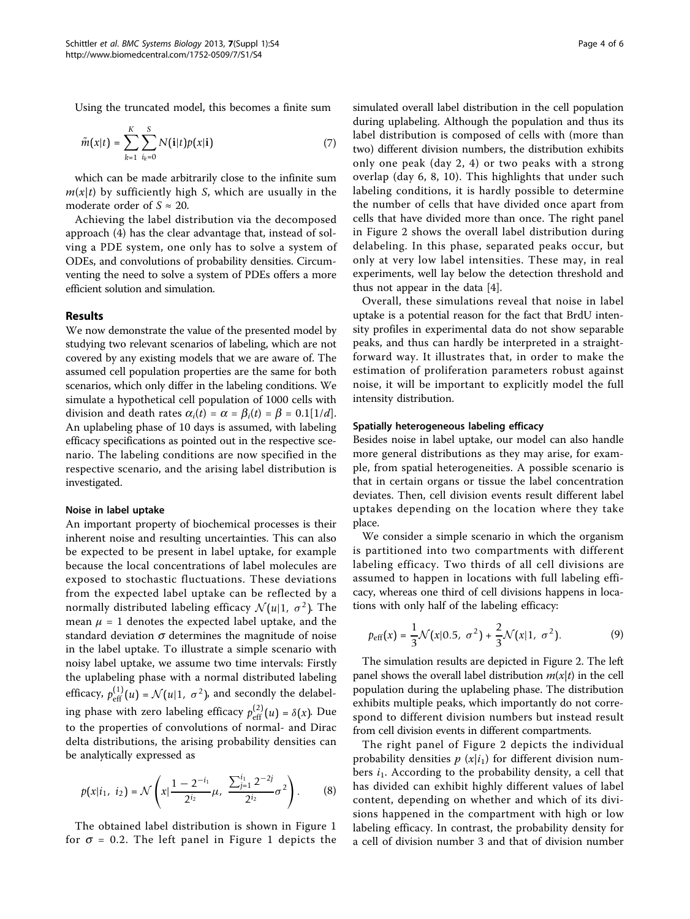Using the truncated model, this becomes a finite sum

$$\tilde{m}(x|t) = \sum_{k=1}^{K} \sum_{i_k=0}^{S} N(\mathbf{i}|t)p(x|\mathbf{i}) \tag{7}$$

which can be made arbitrarily close to the infinite sum $m(x|t)$ by sufficiently high $S$, which are usually in the moderate order of $S \approx 20$.

Achieving the label distribution via the decomposed approach (4) has the clear advantage that, instead of solving a PDE system, one only has to solve a system of ODEs, and convolutions of probability densities. Circumventing the need to solve a system of PDEs offers a more efficient solution and simulation.

## Results

We now demonstrate the value of the presented model by studying two relevant scenarios of labeling, which are not covered by any existing models that we are aware of. The assumed cell population properties are the same for both scenarios, which only differ in the labeling conditions. We simulate a hypothetical cell population of 1000 cells with division and death rates $\alpha_i(t) = \alpha = \beta_i(t) = \beta = 0.1[1/d]$. An uplabeling phase of 10 days is assumed, with labeling efficacy specifications as pointed out in the respective scenario. The labeling conditions are now specified in the respective scenario, and the arising label distribution is investigated.

### Noise in label uptake

An important property of biochemical processes is their inherent noise and resulting uncertainties. This can also be expected to be present in label uptake, for example because the local concentrations of label molecules are exposed to stochastic fluctuations. These deviations from the expected label uptake can be reflected by a normally distributed labeling efficacy $\mathcal{N}(u|1,\ \sigma^2)$. The mean $\mu = 1$ denotes the expected label uptake, and the standard deviation $\sigma$ determines the magnitude of noise in the label uptake. To illustrate a simple scenario with noisy label uptake, we assume two time intervals: Firstly the uplabeling phase with a normal distributed labeling efficacy, $p_{\text{eff}}^{(1)}(u) = \mathcal{N}(u|1,\ \sigma^2)$, and secondly the delabeling phase with zero labeling efficacy $p_{\text{eff}}^{(2)}(u) = \delta(x)$. Due to the properties of convolutions of normal- and Dirac delta distributions, the arising probability densities can be analytically expressed as

$$p(x|i_1,\ i_2) = \mathcal{N}\left(x \left| \frac{1 - 2^{-i_1}}{2^{i_2}}\mu,\ \frac{\sum_{j=1}^{i_1} 2^{-2j}}{2^{i_2}}\sigma^2 \right.\right). \tag{8}$$

The obtained label distribution is shown in Figure 1 for $\sigma = 0.2$. The left panel in Figure 1 depicts the simulated overall label distribution in the cell population during uplabeling. Although the population and thus its label distribution is composed of cells with (more than two) different division numbers, the distribution exhibits only one peak (day 2, 4) or two peaks with a strong overlap (day 6, 8, 10). This highlights that under such labeling conditions, it is hardly possible to determine the number of cells that have divided once apart from cells that have divided more than once. The right panel in Figure 2 shows the overall label distribution during delabeling. In this phase, separated peaks occur, but only at very low label intensities. These may, in real experiments, well lay below the detection threshold and thus not appear in the data [4].

Overall, these simulations reveal that noise in label uptake is a potential reason for the fact that BrdU intensity profiles in experimental data do not show separable peaks, and thus can hardly be interpreted in a straightforward way. It illustrates that, in order to make the estimation of proliferation parameters robust against noise, it will be important to explicitly model the full intensity distribution.

### Spatially heterogeneous labeling efficacy

Besides noise in label uptake, our model can also handle more general distributions as they may arise, for example, from spatial heterogeneities. A possible scenario is that in certain organs or tissue the label concentration deviates. Then, cell division events result different label uptakes depending on the location where they take place.

We consider a simple scenario in which the organism is partitioned into two compartments with different labeling efficacy. Two thirds of all cell divisions are assumed to happen in locations with full labeling efficacy, whereas one third of cell divisions happens in locations with only half of the labeling efficacy:

$$p_{\text{eff}}(x) = \frac{1}{3}\mathcal{N}(x|0.5,\ \sigma^2) + \frac{2}{3}\mathcal{N}(x|1,\ \sigma^2). \tag{9}$$

The simulation results are depicted in Figure 2. The left panel shows the overall label distribution $m(x|t)$ in the cell population during the uplabeling phase. The distribution exhibits multiple peaks, which importantly do not correspond to different division numbers but instead result from cell division events in different compartments.

The right panel of Figure 2 depicts the individual probability densities $p(x|i_1)$ for different division numbers $i_1$. According to the probability density, a cell that has divided can exhibit highly different values of label content, depending on whether and which of its divisions happened in the compartment with high or low labeling efficacy. In contrast, the probability density for a cell of division number 3 and that of division number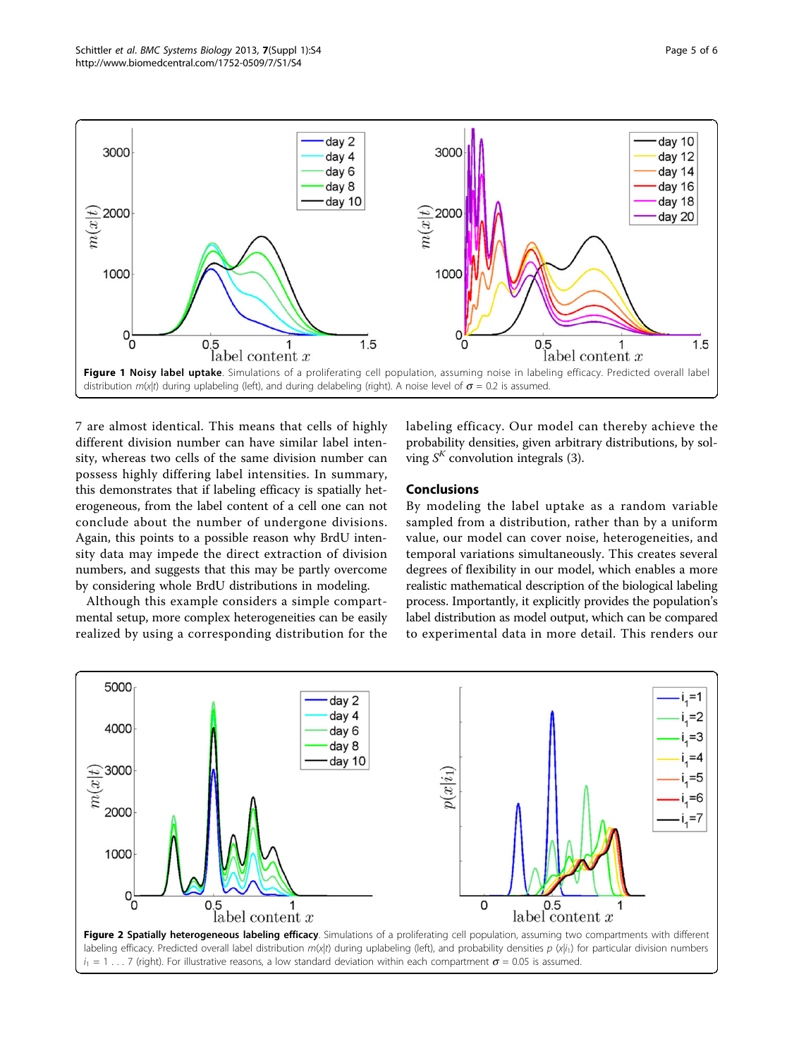**Figure 1 Noisy label uptake**. Simulations of a proliferating cell population, assuming noise in labeling efficacy. Predicted overall label distribution $m(x|t)$ during uplabeling (left), and during delabeling (right). A noise level of $\sigma = 0.2$ is assumed.

7 are almost identical. This means that cells of highly different division number can have similar label intensity, whereas two cells of the same division number can possess highly differing label intensities. In summary, this demonstrates that if labeling efficacy is spatially heterogeneous, from the label content of a cell one can not conclude about the number of undergone divisions. Again, this points to a possible reason why BrdU intensity data may impede the direct extraction of division numbers, and suggests that this may be partly overcome by considering whole BrdU distributions in modeling.

Although this example considers a simple compartmental setup, more complex heterogeneities can be easily realized by using a corresponding distribution for the labeling efficacy. Our model can thereby achieve the probability densities, given arbitrary distributions, by solving $S^K$ convolution integrals (3).

## Conclusions

By modeling the label uptake as a random variable sampled from a distribution, rather than by a uniform value, our model can cover noise, heterogeneities, and temporal variations simultaneously. This creates several degrees of flexibility in our model, which enables a more realistic mathematical description of the biological labeling process. Importantly, it explicitly provides the population's label distribution as model output, which can be compared to experimental data in more detail. This renders our

**Figure 2 Spatially heterogeneous labeling efficacy**. Simulations of a proliferating cell population, assuming two compartments with different labeling efficacy. Predicted overall label distribution $m(x|t)$ during uplabeling (left), and probability densities $p(x|i_1)$ for particular division numbers $i_1 = 1 \ldots 7$ (right). For illustrative reasons, a low standard deviation within each compartment $\sigma = 0.05$ is assumed.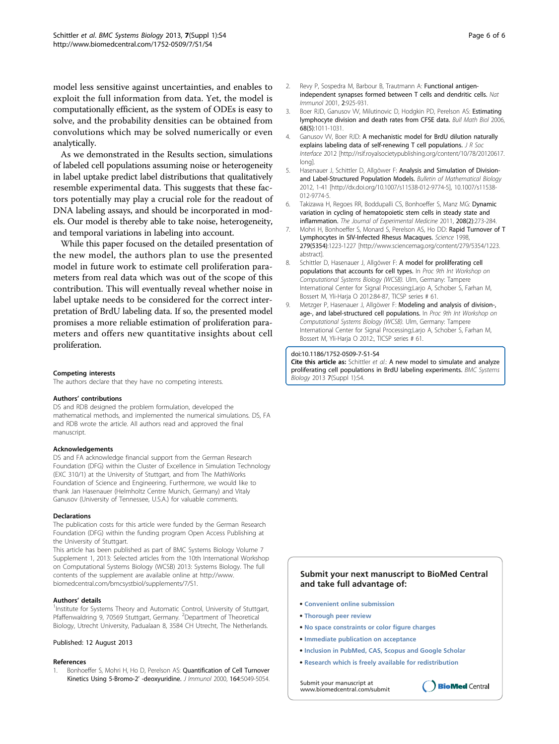model less sensitive against uncertainties, and enables to exploit the full information from data. Yet, the model is computationally efficient, as the system of ODEs is easy to solve, and the probability densities can be obtained from convolutions which may be solved numerically or even analytically.

As we demonstrated in the Results section, simulations of labeled cell populations assuming noise or heterogeneity in label uptake predict label distributions that qualitatively resemble experimental data. This suggests that these factors potentially may play a crucial role for the readout of DNA labeling assays, and should be incorporated in models. Our model is thereby able to take noise, heterogeneity, and temporal variations in labeling into account.

While this paper focused on the detailed presentation of the new model, the authors plan to use the presented model in future work to estimate cell proliferation parameters from real data which was out of the scope of this contribution. This will eventually reveal whether noise in label uptake needs to be considered for the correct interpretation of BrdU labeling data. If so, the presented model promises a more reliable estimation of proliferation parameters and offers new quantitative insights about cell proliferation.

#### Competing interests

The authors declare that they have no competing interests.

#### Authors' contributions

DS and RDB designed the problem formulation, developed the mathematical methods, and implemented the numerical simulations. DS, FA and RDB wrote the article. All authors read and approved the final manuscript.

#### Acknowledgements

DS and FA acknowledge financial support from the German Research Foundation (DFG) within the Cluster of Excellence in Simulation Technology (EXC 310/1) at the University of Stuttgart, and from The MathWorks Foundation of Science and Engineering. Furthermore, we would like to thank Jan Hasenauer (Helmholtz Centre Munich, Germany) and Vitaly Ganusov (University of Tennessee, U.S.A.) for valuable comments.

#### Declarations

The publication costs for this article were funded by the German Research Foundation (DFG) within the funding program Open Access Publishing at the University of Stuttgart.

This article has been published as part of BMC Systems Biology Volume 7 Supplement 1, 2013: Selected articles from the 10th International Workshop on Computational Systems Biology (WCSB) 2013: Systems Biology. The full contents of the supplement are available online at http://www.biomedcentral.com/bmcsystbiol/supplements/7/S1.

#### Authors' details

[1]Institute for Systems Theory and Automatic Control, University of Stuttgart, Pfaffenwaldring 9, 70569 Stuttgart, Germany. [2]Department of Theoretical Biology, Utrecht University, Padualaan 8, 3584 CH Utrecht, The Netherlands.

Published: 12 August 2013

#### References

1. Bonhoeffer S, Mohri H, Ho D, Perelson AS: **Quantification of Cell Turnover Kinetics Using 5-Bromo-2' -deoxyuridine.** *J Immunol* 2000, **164**:5049-5054.
2. Revy P, Sospedra M, Barbour B, Trautmann A: **Functional antigen-independent synapses formed between T cells and dendritic cells.** *Nat Immunol* 2001, **2**:925-931.
3. Boer RJD, Ganusov VV, Milutinovic D, Hodgkin PD, Perelson AS: **Estimating lymphocyte division and death rates from CFSE data.** *Bull Math Biol* 2006, **68(5)**:1011-1031.
4. Ganusov VV, Boer RJD: **A mechanistic model for BrdU dilution naturally explains labeling data of self-renewing T cell populations.** *J R Soc Interface* 2012 [http://rsif.royalsocietypublishing.org/content/10/78/20120617.long].
5. Hasenauer J, Schittler D, Allgöwer F: **Analysis and Simulation of Division- and Label-Structured Population Models.** *Bulletin of Mathematical Biology* 2012, 1-41 [http://dx.doi.org/10.1007/s11538-012-9774-5], 10.1007/s11538-012-9774-5.
6. Takizawa H, Regoes RR, Boddupalli CS, Bonhoeffer S, Manz MG: **Dynamic variation in cycling of hematopoietic stem cells in steady state and inflammation.** *The Journal of Experimental Medicine* 2011, **208(2)**:273-284.
7. Mohri H, Bonhoeffer S, Monard S, Perelson AS, Ho DD: **Rapid Turnover of T Lymphocytes in SIV-Infected Rhesus Macaques.** *Science* 1998, **279(5354)**:1223-1227 [http://www.sciencemag.org/content/279/5354/1223.abstract].
8. Schittler D, Hasenauer J, Allgöwer F: **A model for proliferating cell populations that accounts for cell types.** In *Proc 9th Int Workshop on Computational Systems Biology (WCSB).* Ulm, Germany: Tampere International Center for Signal Processing;Larjo A, Schober S, Farhan M, Bossert M, Yli-Harja O 2012:84-87, TICSP series # 61.
9. Metzger P, Hasenauer J, Allgöwer F: **Modeling and analysis of division-, age-, and label-structured cell populations.** In *Proc 9th Int Workshop on Computational Systems Biology (WCSB).* Ulm, Germany: Tampere International Center for Signal Processing;Larjo A, Schober S, Farhan M, Bossert M, Yli-Harja O 2012:, TICSP series # 61.

doi:10.1186/1752-0509-7-S1-S4
**Cite this article as:** Schittler *et al.*: A new model to simulate and analyze proliferating cell populations in BrdU labeling experiments. *BMC Systems Biology* 2013 **7**(Suppl 1):S4.